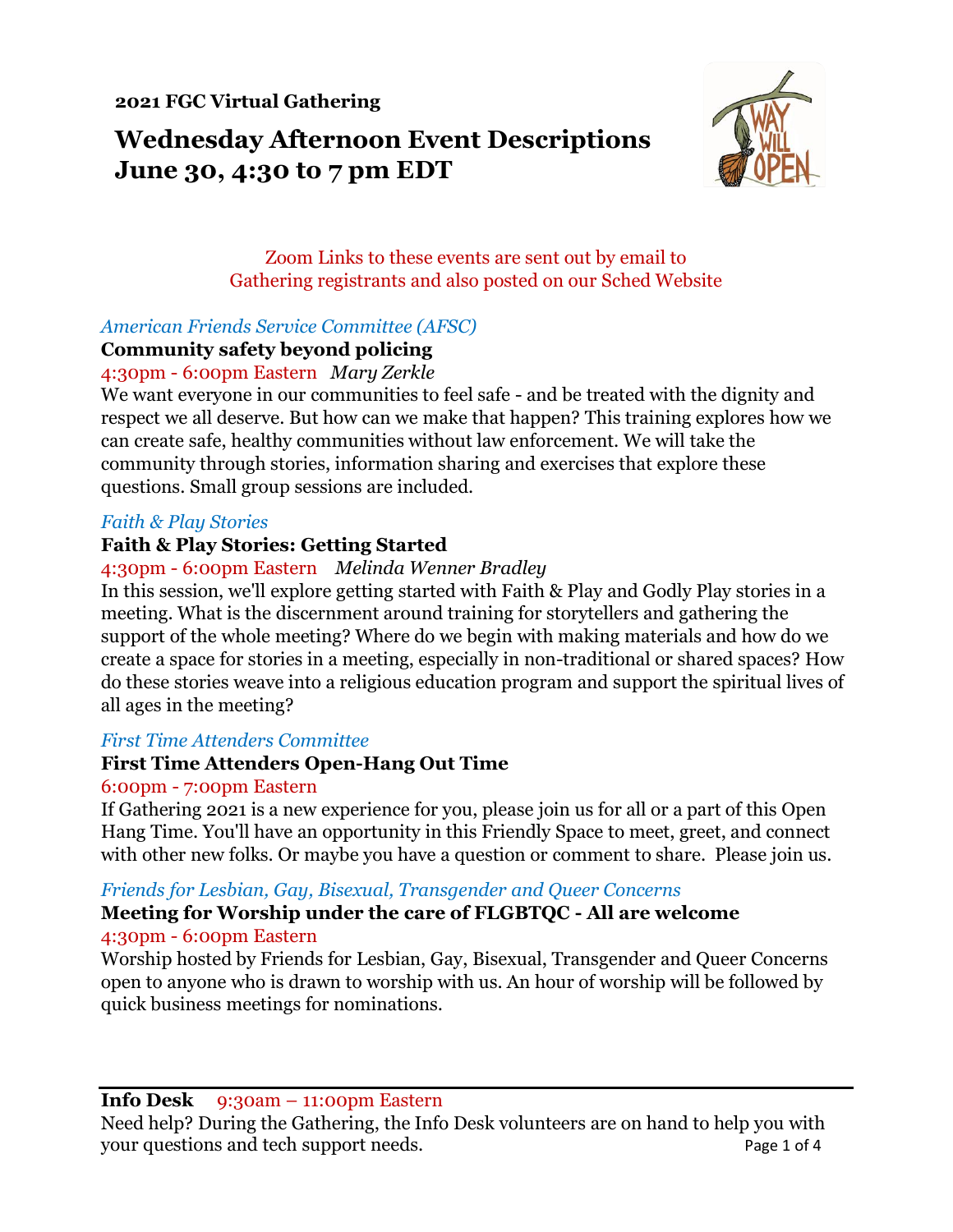**2021 FGC Virtual Gathering**

# Wednesday Afternoon Event Descriptions
# June 30, 4:30 to 7 pm EDT

Zoom Links to these events are sent out by email to
Gathering registrants and also posted on our Sched Website

*American Friends Service Committee (AFSC)*

**Community safety beyond policing**

4:30pm - 6:00pm Eastern *Mary Zerkle*

We want everyone in our communities to feel safe - and be treated with the dignity and respect we all deserve. But how can we make that happen? This training explores how we can create safe, healthy communities without law enforcement. We will take the community through stories, information sharing and exercises that explore these questions. Small group sessions are included.

*Faith & Play Stories*

**Faith & Play Stories: Getting Started**

4:30pm - 6:00pm Eastern *Melinda Wenner Bradley*

In this session, we'll explore getting started with Faith & Play and Godly Play stories in a meeting. What is the discernment around training for storytellers and gathering the support of the whole meeting? Where do we begin with making materials and how do we create a space for stories in a meeting, especially in non-traditional or shared spaces? How do these stories weave into a religious education program and support the spiritual lives of all ages in the meeting?

*First Time Attenders Committee*

**First Time Attenders Open-Hang Out Time**

6:00pm - 7:00pm Eastern

If Gathering 2021 is a new experience for you, please join us for all or a part of this Open Hang Time. You'll have an opportunity in this Friendly Space to meet, greet, and connect with other new folks. Or maybe you have a question or comment to share. Please join us.

*Friends for Lesbian, Gay, Bisexual, Transgender and Queer Concerns*

**Meeting for Worship under the care of FLGBTQC - All are welcome**

4:30pm - 6:00pm Eastern

Worship hosted by Friends for Lesbian, Gay, Bisexual, Transgender and Queer Concerns open to anyone who is drawn to worship with us. An hour of worship will be followed by quick business meetings for nominations.

---

**Info Desk** 9:30am – 11:00pm Eastern

Need help? During the Gathering, the Info Desk volunteers are on hand to help you with your questions and tech support needs.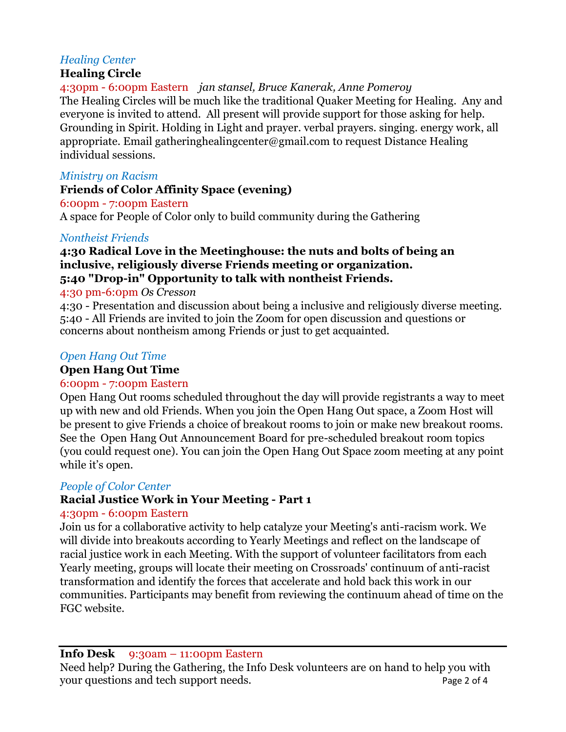*Healing Center*

**Healing Circle**

4:30pm - 6:00pm Eastern *jan stansel, Bruce Kanerak, Anne Pomeroy*

The Healing Circles will be much like the traditional Quaker Meeting for Healing. Any and everyone is invited to attend. All present will provide support for those asking for help. Grounding in Spirit. Holding in Light and prayer. verbal prayers. singing. energy work, all appropriate. Email gatheringhealingcenter@gmail.com to request Distance Healing individual sessions.

*Ministry on Racism*

**Friends of Color Affinity Space (evening)**

6:00pm - 7:00pm Eastern

A space for People of Color only to build community during the Gathering

*Nontheist Friends*

**4:30 Radical Love in the Meetinghouse: the nuts and bolts of being an inclusive, religiously diverse Friends meeting or organization.**
**5:40 "Drop-in" Opportunity to talk with nontheist Friends.**

4:30 pm-6:0pm *Os Cresson*

4:30 - Presentation and discussion about being a inclusive and religiously diverse meeting.
5:40 - All Friends are invited to join the Zoom for open discussion and questions or concerns about nontheism among Friends or just to get acquainted.

*Open Hang Out Time*

**Open Hang Out Time**

6:00pm - 7:00pm Eastern

Open Hang Out rooms scheduled throughout the day will provide registrants a way to meet up with new and old Friends. When you join the Open Hang Out space, a Zoom Host will be present to give Friends a choice of breakout rooms to join or make new breakout rooms. See the Open Hang Out Announcement Board for pre-scheduled breakout room topics (you could request one). You can join the Open Hang Out Space zoom meeting at any point while it's open.

*People of Color Center*

**Racial Justice Work in Your Meeting - Part 1**

4:30pm - 6:00pm Eastern

Join us for a collaborative activity to help catalyze your Meeting's anti-racism work. We will divide into breakouts according to Yearly Meetings and reflect on the landscape of racial justice work in each Meeting. With the support of volunteer facilitators from each Yearly meeting, groups will locate their meeting on Crossroads' continuum of anti-racist transformation and identify the forces that accelerate and hold back this work in our communities. Participants may benefit from reviewing the continuum ahead of time on the FGC website.

---

**Info Desk** 9:30am – 11:00pm Eastern

Need help? During the Gathering, the Info Desk volunteers are on hand to help you with your questions and tech support needs.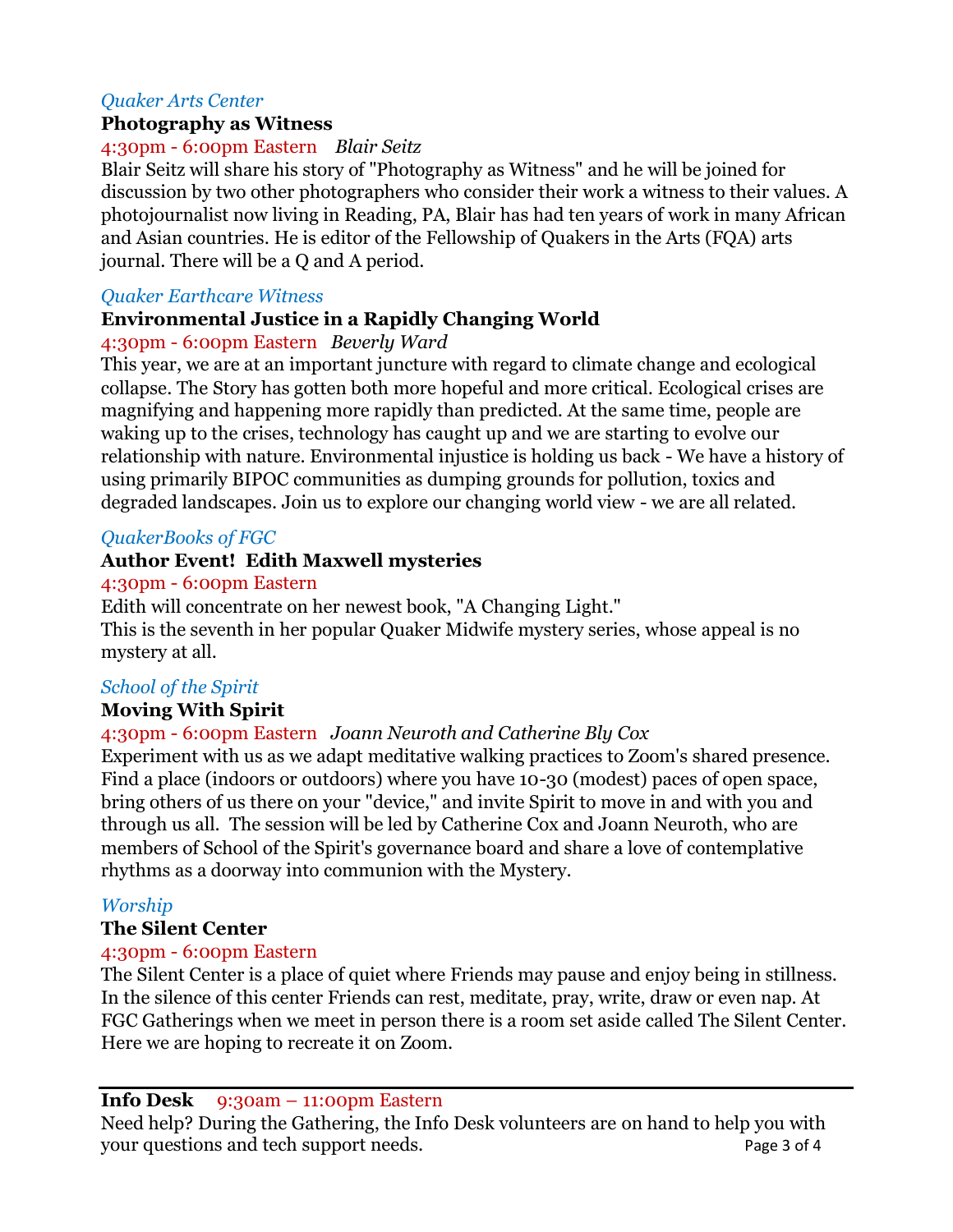*Quaker Arts Center*

**Photography as Witness**

4:30pm - 6:00pm Eastern *Blair Seitz*

Blair Seitz will share his story of "Photography as Witness" and he will be joined for discussion by two other photographers who consider their work a witness to their values. A photojournalist now living in Reading, PA, Blair has had ten years of work in many African and Asian countries. He is editor of the Fellowship of Quakers in the Arts (FQA) arts journal. There will be a Q and A period.

*Quaker Earthcare Witness*

**Environmental Justice in a Rapidly Changing World**

4:30pm - 6:00pm Eastern *Beverly Ward*

This year, we are at an important juncture with regard to climate change and ecological collapse. The Story has gotten both more hopeful and more critical. Ecological crises are magnifying and happening more rapidly than predicted. At the same time, people are waking up to the crises, technology has caught up and we are starting to evolve our relationship with nature. Environmental injustice is holding us back - We have a history of using primarily BIPOC communities as dumping grounds for pollution, toxics and degraded landscapes. Join us to explore our changing world view - we are all related.

*QuakerBooks of FGC*

**Author Event! Edith Maxwell mysteries**

4:30pm - 6:00pm Eastern

Edith will concentrate on her newest book, "A Changing Light."
This is the seventh in her popular Quaker Midwife mystery series, whose appeal is no mystery at all.

*School of the Spirit*

**Moving With Spirit**

4:30pm - 6:00pm Eastern *Joann Neuroth and Catherine Bly Cox*

Experiment with us as we adapt meditative walking practices to Zoom's shared presence. Find a place (indoors or outdoors) where you have 10-30 (modest) paces of open space, bring others of us there on your "device," and invite Spirit to move in and with you and through us all. The session will be led by Catherine Cox and Joann Neuroth, who are members of School of the Spirit's governance board and share a love of contemplative rhythms as a doorway into communion with the Mystery.

*Worship*

**The Silent Center**

4:30pm - 6:00pm Eastern

The Silent Center is a place of quiet where Friends may pause and enjoy being in stillness. In the silence of this center Friends can rest, meditate, pray, write, draw or even nap. At FGC Gatherings when we meet in person there is a room set aside called The Silent Center. Here we are hoping to recreate it on Zoom.

---

**Info Desk** 9:30am – 11:00pm Eastern

Need help? During the Gathering, the Info Desk volunteers are on hand to help you with your questions and tech support needs.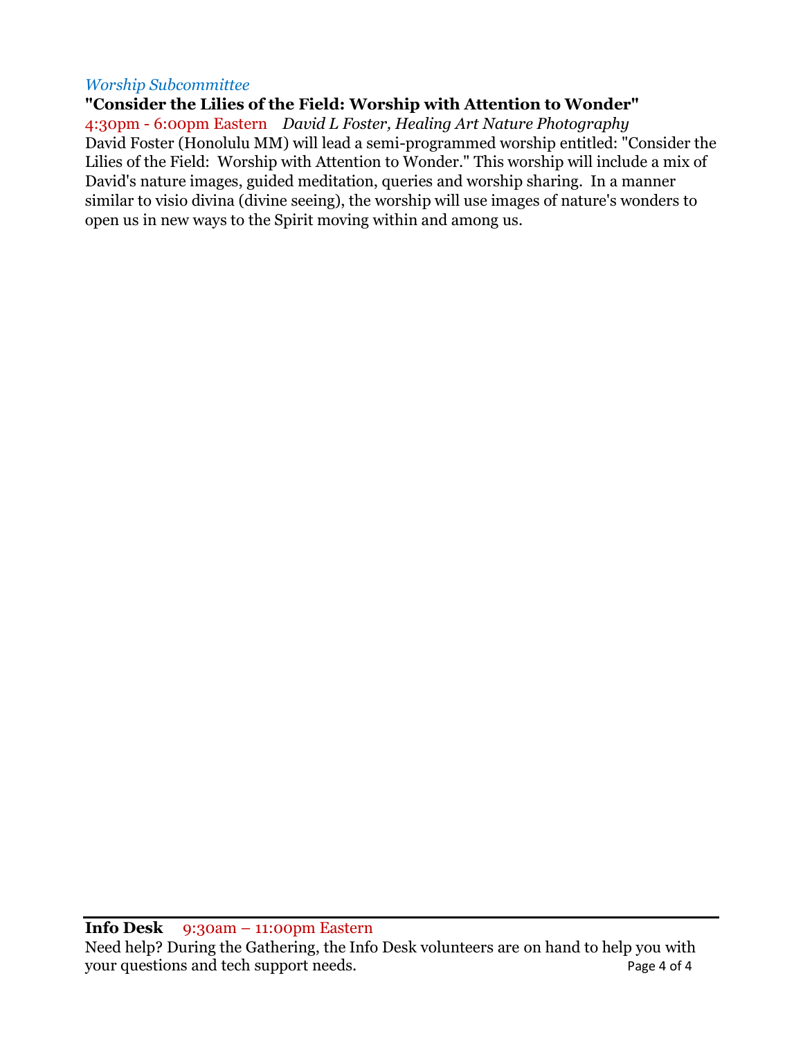*Worship Subcommittee*

**"Consider the Lilies of the Field: Worship with Attention to Wonder"**

4:30pm - 6:00pm Eastern *David L Foster, Healing Art Nature Photography*

David Foster (Honolulu MM) will lead a semi-programmed worship entitled: "Consider the Lilies of the Field: Worship with Attention to Wonder." This worship will include a mix of David's nature images, guided meditation, queries and worship sharing. In a manner similar to visio divina (divine seeing), the worship will use images of nature's wonders to open us in new ways to the Spirit moving within and among us.

---

**Info Desk** 9:30am – 11:00pm Eastern

Need help? During the Gathering, the Info Desk volunteers are on hand to help you with your questions and tech support needs.